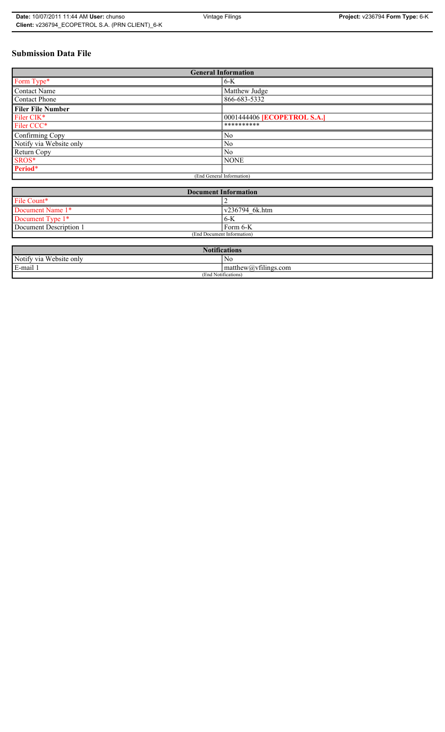# Submission Data File

| General Information | |
|---|---|
| Form Type* | 6-K |
| Contact Name | Matthew Judge |
| Contact Phone | 866-683-5332 |
| **Filer File Number** | |
| Filer CIK* | 0001444406 **[ECOPETROL S.A.]** |
| Filer CCC* | ********** |
| Confirming Copy | No |
| Notify via Website only | No |
| Return Copy | No |
| SROS* | NONE |
| **Period*** | |
| (End General Information) | |

| Document Information | |
|---|---|
| File Count* | 2 |
| Document Name 1* | v236794_6k.htm |
| Document Type 1* | 6-K |
| Document Description 1 | Form 6-K |
| (End Document Information) | |

| Notifications | |
|---|---|
| Notify via Website only | No |
| E-mail 1 | matthew@vfilings.com |
| (End Notifications) | |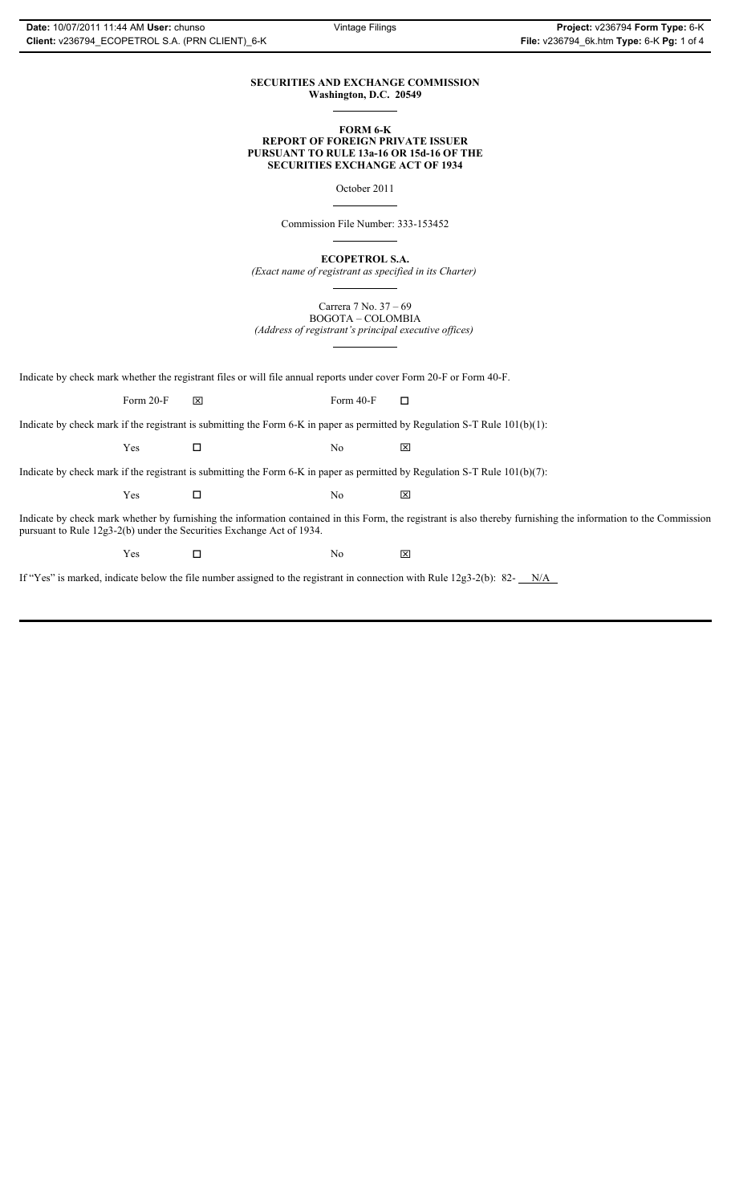**SECURITIES AND EXCHANGE COMMISSION**
**Washington, D.C. 20549**

**FORM 6-K**
**REPORT OF FOREIGN PRIVATE ISSUER**
**PURSUANT TO RULE 13a-16 OR 15d-16 OF THE**
**SECURITIES EXCHANGE ACT OF 1934**

October 2011

Commission File Number: 333-153452

**ECOPETROL S.A.**
*(Exact name of registrant as specified in its Charter)*

Carrera 7 No. 37 – 69
BOGOTA – COLOMBIA
*(Address of registrant's principal executive offices)*

Indicate by check mark whether the registrant files or will file annual reports under cover Form 20-F or Form 40-F.

Form 20-F ☒ Form 40-F ☐

Indicate by check mark if the registrant is submitting the Form 6-K in paper as permitted by Regulation S-T Rule 101(b)(1):

Yes ☐ No ☒

Indicate by check mark if the registrant is submitting the Form 6-K in paper as permitted by Regulation S-T Rule 101(b)(7):

Yes ☐ No ☒

Indicate by check mark whether by furnishing the information contained in this Form, the registrant is also thereby furnishing the information to the Commission pursuant to Rule 12g3-2(b) under the Securities Exchange Act of 1934.

Yes ☐ No ☒

If "Yes" is marked, indicate below the file number assigned to the registrant in connection with Rule 12g3-2(b): 82- N/A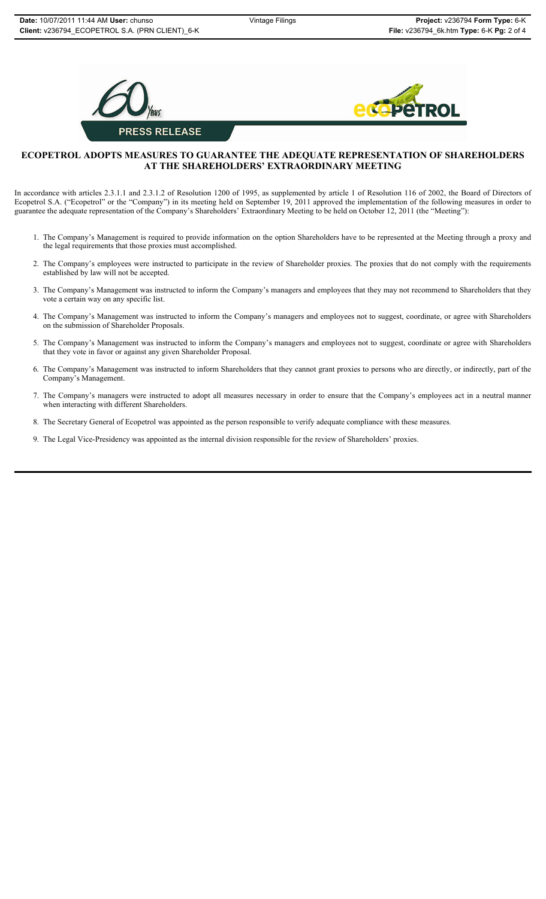PRESS RELEASE

# ECOPETROL ADOPTS MEASURES TO GUARANTEE THE ADEQUATE REPRESENTATION OF SHAREHOLDERS AT THE SHAREHOLDERS' EXTRAORDINARY MEETING

In accordance with articles 2.3.1.1 and 2.3.1.2 of Resolution 1200 of 1995, as supplemented by article 1 of Resolution 116 of 2002, the Board of Directors of Ecopetrol S.A. ("Ecopetrol" or the "Company") in its meeting held on September 19, 2011 approved the implementation of the following measures in order to guarantee the adequate representation of the Company's Shareholders' Extraordinary Meeting to be held on October 12, 2011 (the "Meeting"):

1. The Company's Management is required to provide information on the option Shareholders have to be represented at the Meeting through a proxy and the legal requirements that those proxies must accomplished.
2. The Company's employees were instructed to participate in the review of Shareholder proxies. The proxies that do not comply with the requirements established by law will not be accepted.
3. The Company's Management was instructed to inform the Company's managers and employees that they may not recommend to Shareholders that they vote a certain way on any specific list.
4. The Company's Management was instructed to inform the Company's managers and employees not to suggest, coordinate, or agree with Shareholders on the submission of Shareholder Proposals.
5. The Company's Management was instructed to inform the Company's managers and employees not to suggest, coordinate or agree with Shareholders that they vote in favor or against any given Shareholder Proposal.
6. The Company's Management was instructed to inform Shareholders that they cannot grant proxies to persons who are directly, or indirectly, part of the Company's Management.
7. The Company's managers were instructed to adopt all measures necessary in order to ensure that the Company's employees act in a neutral manner when interacting with different Shareholders.
8. The Secretary General of Ecopetrol was appointed as the person responsible to verify adequate compliance with these measures.
9. The Legal Vice-Presidency was appointed as the internal division responsible for the review of Shareholders' proxies.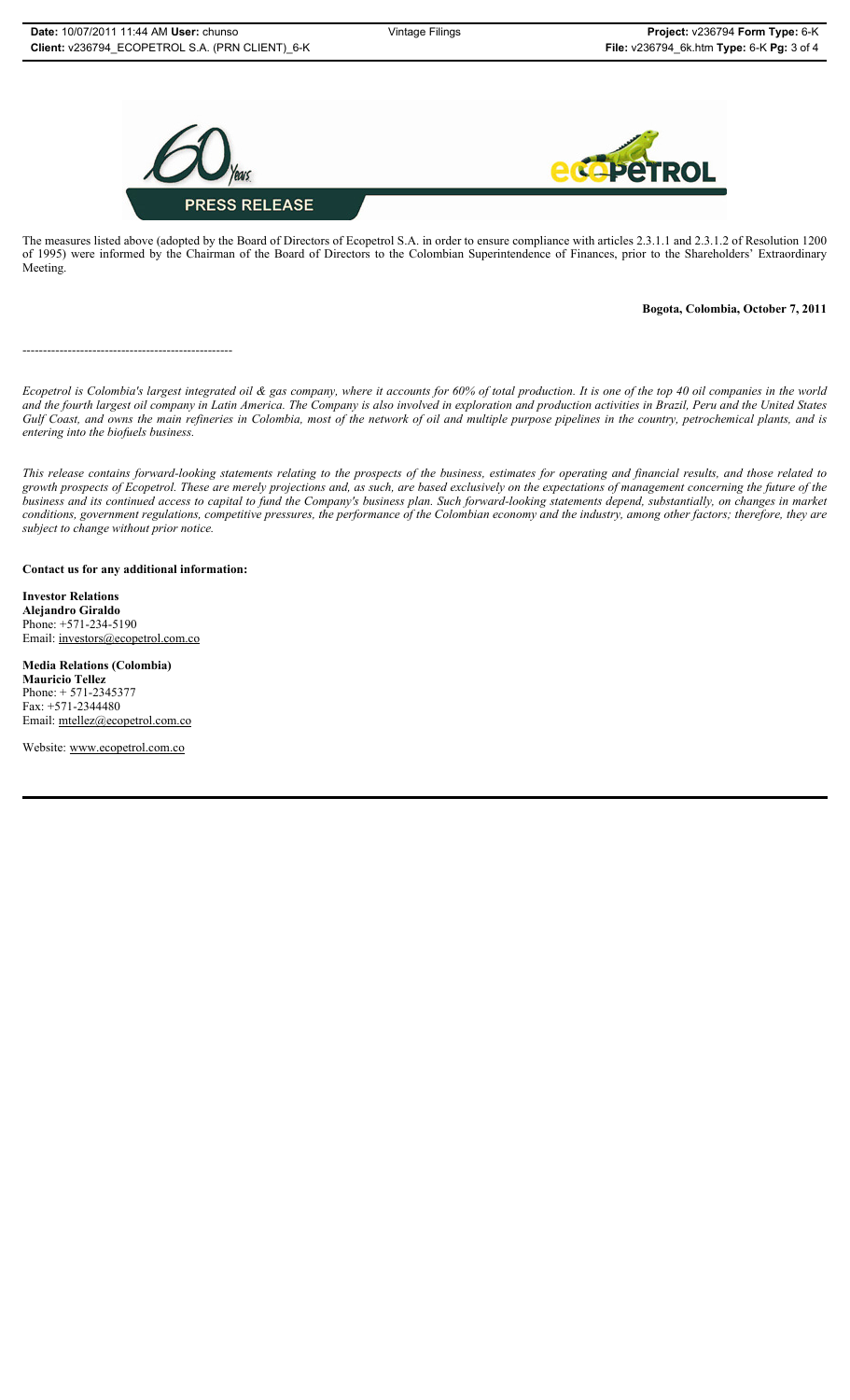**PRESS RELEASE**

The measures listed above (adopted by the Board of Directors of Ecopetrol S.A. in order to ensure compliance with articles 2.3.1.1 and 2.3.1.2 of Resolution 1200 of 1995) were informed by the Chairman of the Board of Directors to the Colombian Superintendence of Finances, prior to the Shareholders' Extraordinary Meeting.

**Bogota, Colombia, October 7, 2011**

\-----------------------------------------------------

*Ecopetrol is Colombia's largest integrated oil & gas company, where it accounts for 60% of total production. It is one of the top 40 oil companies in the world and the fourth largest oil company in Latin America. The Company is also involved in exploration and production activities in Brazil, Peru and the United States Gulf Coast, and owns the main refineries in Colombia, most of the network of oil and multiple purpose pipelines in the country, petrochemical plants, and is entering into the biofuels business.*

*This release contains forward-looking statements relating to the prospects of the business, estimates for operating and financial results, and those related to growth prospects of Ecopetrol. These are merely projections and, as such, are based exclusively on the expectations of management concerning the future of the business and its continued access to capital to fund the Company's business plan. Such forward-looking statements depend, substantially, on changes in market conditions, government regulations, competitive pressures, the performance of the Colombian economy and the industry, among other factors; therefore, they are subject to change without prior notice.*

**Contact us for any additional information:**

**Investor Relations**
**Alejandro Giraldo**
Phone: +571-234-5190
Email: investors@ecopetrol.com.co

**Media Relations (Colombia)**
**Mauricio Tellez**
Phone: + 571-2345377
Fax: +571-2344480
Email: mtellez@ecopetrol.com.co

Website: www.ecopetrol.com.co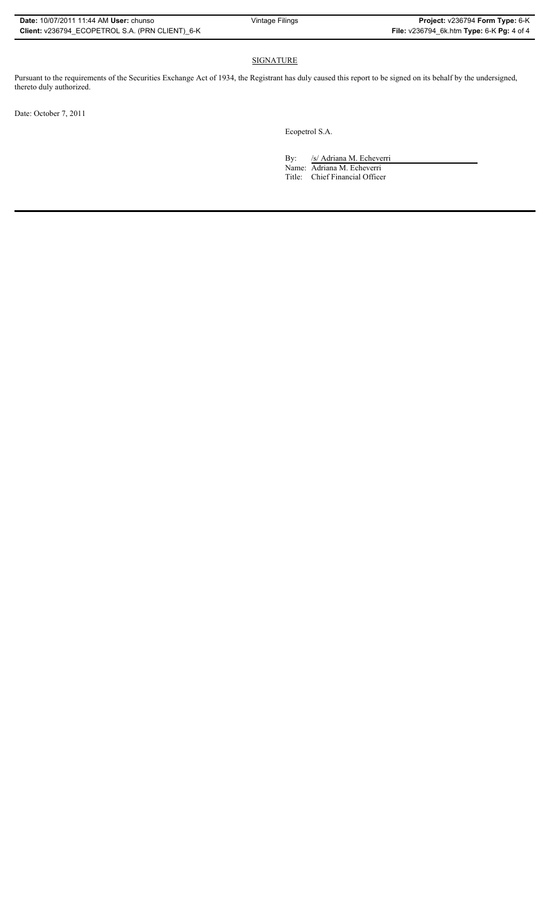## SIGNATURE

Pursuant to the requirements of the Securities Exchange Act of 1934, the Registrant has duly caused this report to be signed on its behalf by the undersigned, thereto duly authorized.

Date: October 7, 2011

Ecopetrol S.A.

By: /s/ Adriana M. Echeverri

Name: Adriana M. Echeverri

Title: Chief Financial Officer